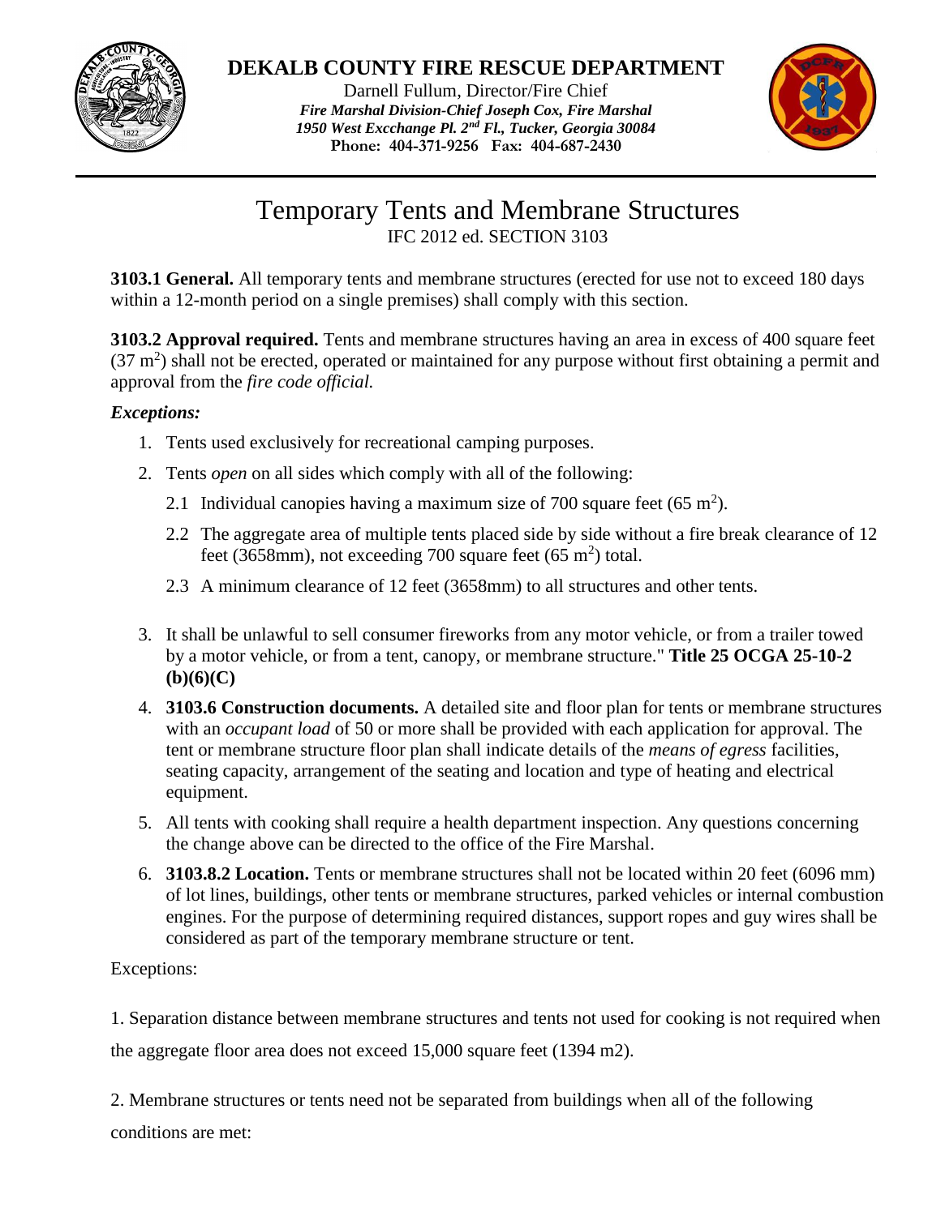**DEKALB COUNTY FIRE RESCUE DEPARTMENT**

Darnell Fullum, Director/Fire Chief

***Fire Marshal Division-Chief Joseph Cox, Fire Marshal***

***1950 West Excchange Pl. 2nd Fl., Tucker, Georgia 30084***

**Phone: 404-371-9256 Fax: 404-687-2430**

# Temporary Tents and Membrane Structures

IFC 2012 ed. SECTION 3103

**3103.1 General.** All temporary tents and membrane structures (erected for use not to exceed 180 days within a 12-month period on a single premises) shall comply with this section.

**3103.2 Approval required.** Tents and membrane structures having an area in excess of 400 square feet (37 $m^2$) shall not be erected, operated or maintained for any purpose without first obtaining a permit and approval from the *fire code official.*

***Exceptions:***

1. Tents used exclusively for recreational camping purposes.
2. Tents *open* on all sides which comply with all of the following:
   - 2.1 Individual canopies having a maximum size of 700 square feet (65 $m^2$).
   - 2.2 The aggregate area of multiple tents placed side by side without a fire break clearance of 12 feet (3658mm), not exceeding 700 square feet (65 $m^2$) total.
   - 2.3 A minimum clearance of 12 feet (3658mm) to all structures and other tents.
3. It shall be unlawful to sell consumer fireworks from any motor vehicle, or from a trailer towed by a motor vehicle, or from a tent, canopy, or membrane structure." **Title 25 OCGA 25-10-2 (b)(6)(C)**
4. **3103.6 Construction documents.** A detailed site and floor plan for tents or membrane structures with an *occupant load* of 50 or more shall be provided with each application for approval. The tent or membrane structure floor plan shall indicate details of the *means of egress* facilities, seating capacity, arrangement of the seating and location and type of heating and electrical equipment.
5. All tents with cooking shall require a health department inspection. Any questions concerning the change above can be directed to the office of the Fire Marshal.
6. **3103.8.2 Location.** Tents or membrane structures shall not be located within 20 feet (6096 mm) of lot lines, buildings, other tents or membrane structures, parked vehicles or internal combustion engines. For the purpose of determining required distances, support ropes and guy wires shall be considered as part of the temporary membrane structure or tent.

Exceptions:

1. Separation distance between membrane structures and tents not used for cooking is not required when the aggregate floor area does not exceed 15,000 square feet (1394 m2).

2. Membrane structures or tents need not be separated from buildings when all of the following conditions are met: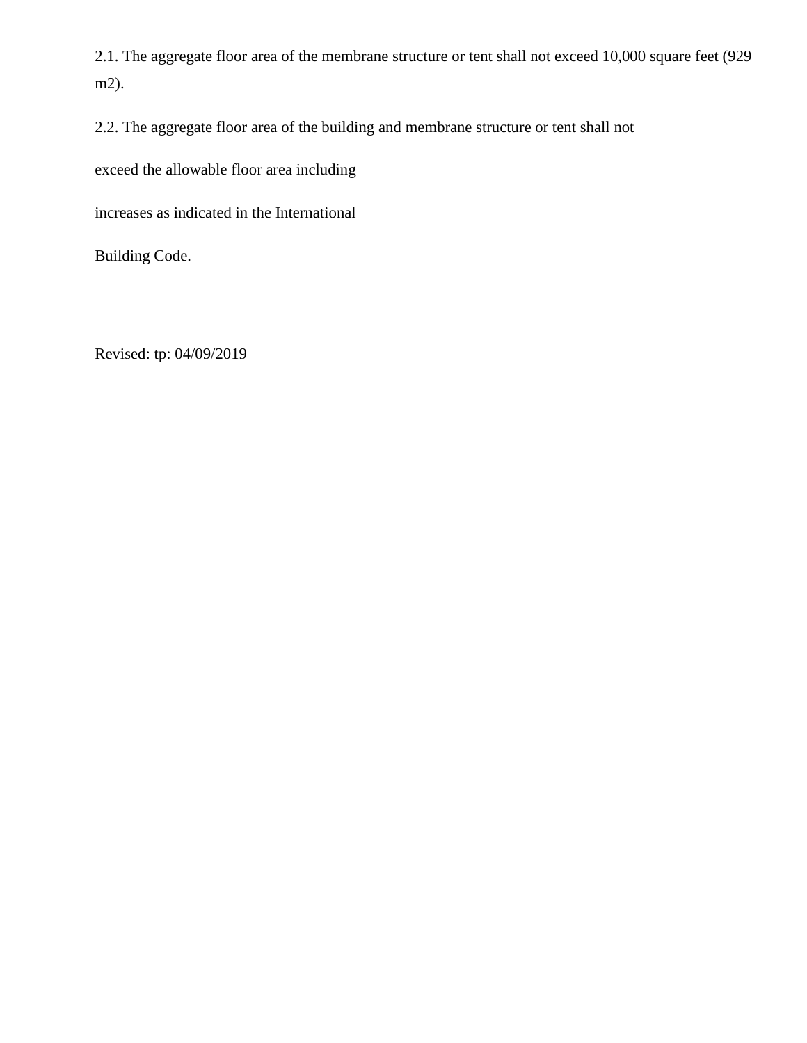2.1. The aggregate floor area of the membrane structure or tent shall not exceed 10,000 square feet (929 $m^2$).

2.2. The aggregate floor area of the building and membrane structure or tent shall not exceed the allowable floor area including increases as indicated in the International Building Code.

Revised: tp: 04/09/2019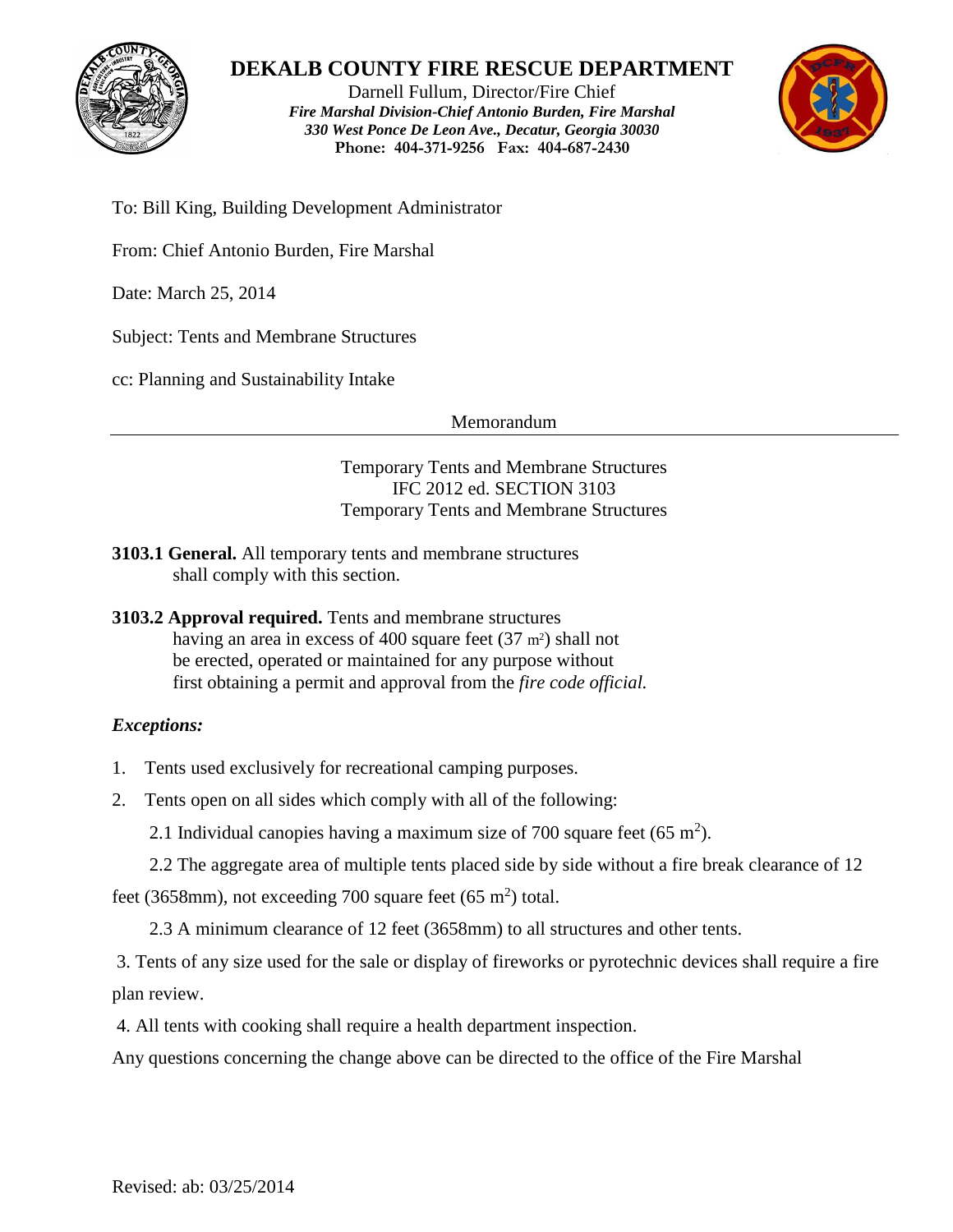# DEKALB COUNTY FIRE RESCUE DEPARTMENT

Darnell Fullum, Director/Fire Chief
***Fire Marshal Division-Chief Antonio Burden, Fire Marshal***
***330 West Ponce De Leon Ave., Decatur, Georgia 30030***
**Phone: 404-371-9256 Fax: 404-687-2430**

To: Bill King, Building Development Administrator

From: Chief Antonio Burden, Fire Marshal

Date: March 25, 2014

Subject: Tents and Membrane Structures

cc: Planning and Sustainability Intake

Memorandum

---

Temporary Tents and Membrane Structures
IFC 2012 ed. SECTION 3103
Temporary Tents and Membrane Structures

**3103.1 General.** All temporary tents and membrane structures shall comply with this section.

**3103.2 Approval required.** Tents and membrane structures having an area in excess of 400 square feet (37 $m^2$) shall not be erected, operated or maintained for any purpose without first obtaining a permit and approval from the *fire code official.*

***Exceptions:***

1. Tents used exclusively for recreational camping purposes.
2. Tents open on all sides which comply with all of the following:

   2.1 Individual canopies having a maximum size of 700 square feet (65 $m^2$).

   2.2 The aggregate area of multiple tents placed side by side without a fire break clearance of 12 feet (3658mm), not exceeding 700 square feet (65 $m^2$) total.

   2.3 A minimum clearance of 12 feet (3658mm) to all structures and other tents.

3. Tents of any size used for the sale or display of fireworks or pyrotechnic devices shall require a fire plan review.
4. All tents with cooking shall require a health department inspection.

Any questions concerning the change above can be directed to the office of the Fire Marshal

Revised: ab: 03/25/2014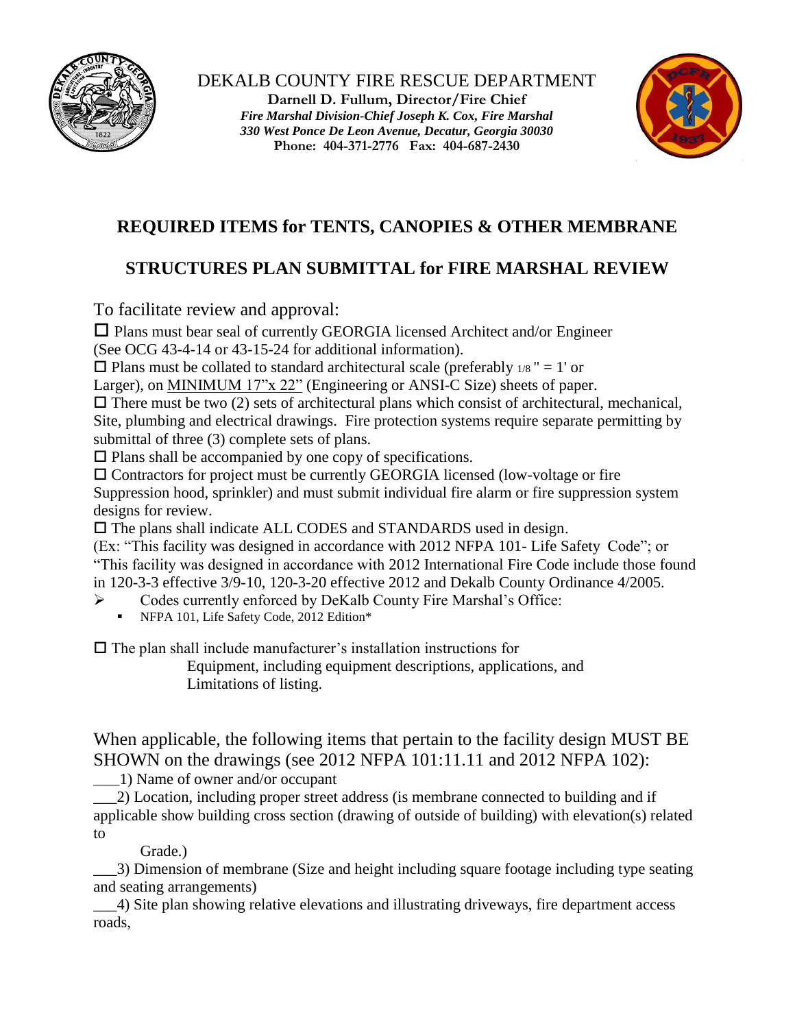DEKALB COUNTY FIRE RESCUE DEPARTMENT
**Darnell D. Fullum, Director/Fire Chief**
***Fire Marshal Division-Chief Joseph K. Cox, Fire Marshal***
***330 West Ponce De Leon Avenue, Decatur, Georgia 30030***
**Phone: 404-371-2776 Fax: 404-687-2430**

## REQUIRED ITEMS for TENTS, CANOPIES & OTHER MEMBRANE STRUCTURES PLAN SUBMITTAL for FIRE MARSHAL REVIEW

To facilitate review and approval:

☐ Plans must bear seal of currently GEORGIA licensed Architect and/or Engineer (See OCG 43-4-14 or 43-15-24 for additional information).

☐ Plans must be collated to standard architectural scale (preferably 1/8 " = 1' or Larger), on MINIMUM 17"x 22" (Engineering or ANSI-C Size) sheets of paper.

☐ There must be two (2) sets of architectural plans which consist of architectural, mechanical, Site, plumbing and electrical drawings. Fire protection systems require separate permitting by submittal of three (3) complete sets of plans.

☐ Plans shall be accompanied by one copy of specifications.

☐ Contractors for project must be currently GEORGIA licensed (low-voltage or fire Suppression hood, sprinkler) and must submit individual fire alarm or fire suppression system designs for review.

☐ The plans shall indicate ALL CODES and STANDARDS used in design. (Ex: "This facility was designed in accordance with 2012 NFPA 101- Life Safety Code"; or "This facility was designed in accordance with 2012 International Fire Code include those found in 120-3-3 effective 3/9-10, 120-3-20 effective 2012 and Dekalb County Ordinance 4/2005.

- Codes currently enforced by DeKalb County Fire Marshal's Office:
  - NFPA 101, Life Safety Code, 2012 Edition*

☐ The plan shall include manufacturer's installation instructions for Equipment, including equipment descriptions, applications, and Limitations of listing.

When applicable, the following items that pertain to the facility design MUST BE SHOWN on the drawings (see 2012 NFPA 101:11.11 and 2012 NFPA 102):

\_\_\_1) Name of owner and/or occupant

\_\_\_2) Location, including proper street address (is membrane connected to building and if applicable show building cross section (drawing of outside of building) with elevation(s) related to Grade.)

\_\_\_3) Dimension of membrane (Size and height including square footage including type seating and seating arrangements)

\_\_\_4) Site plan showing relative elevations and illustrating driveways, fire department access roads,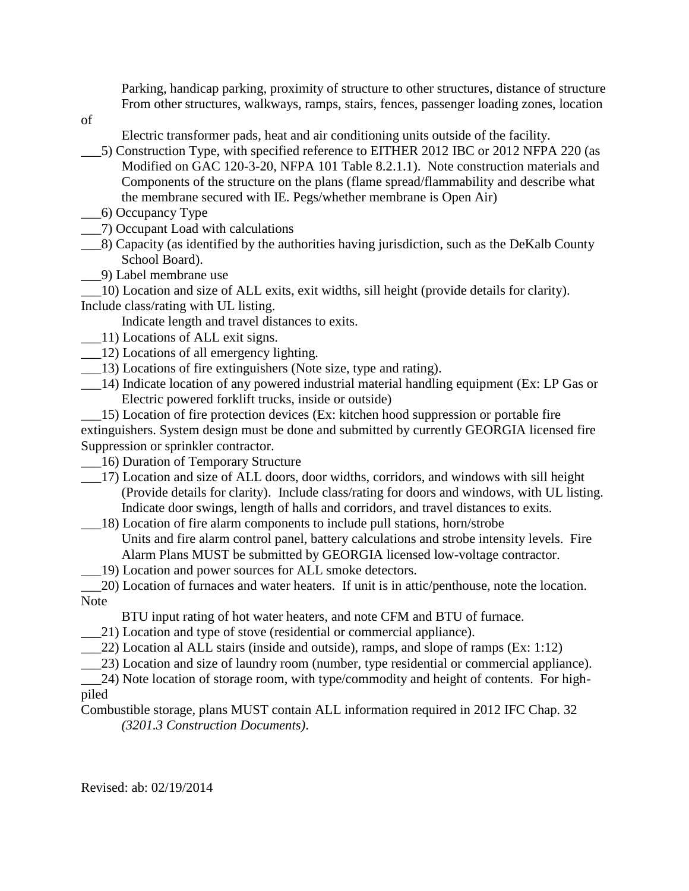Parking, handicap parking, proximity of structure to other structures, distance of structure From other structures, walkways, ramps, stairs, fences, passenger loading zones, location of Electric transformer pads, heat and air conditioning units outside of the facility.

___5) Construction Type, with specified reference to EITHER 2012 IBC or 2012 NFPA 220 (as Modified on GAC 120-3-20, NFPA 101 Table 8.2.1.1). Note construction materials and Components of the structure on the plans (flame spread/flammability and describe what the membrane secured with IE. Pegs/whether membrane is Open Air)

___6) Occupancy Type

___7) Occupant Load with calculations

___8) Capacity (as identified by the authorities having jurisdiction, such as the DeKalb County School Board).

___9) Label membrane use

___10) Location and size of ALL exits, exit widths, sill height (provide details for clarity). Include class/rating with UL listing. Indicate length and travel distances to exits.

___11) Locations of ALL exit signs.

___12) Locations of all emergency lighting.

___13) Locations of fire extinguishers (Note size, type and rating).

___14) Indicate location of any powered industrial material handling equipment (Ex: LP Gas or Electric powered forklift trucks, inside or outside)

___15) Location of fire protection devices (Ex: kitchen hood suppression or portable fire extinguishers. System design must be done and submitted by currently GEORGIA licensed fire Suppression or sprinkler contractor.

___16) Duration of Temporary Structure

___17) Location and size of ALL doors, door widths, corridors, and windows with sill height (Provide details for clarity). Include class/rating for doors and windows, with UL listing. Indicate door swings, length of halls and corridors, and travel distances to exits.

___18) Location of fire alarm components to include pull stations, horn/strobe Units and fire alarm control panel, battery calculations and strobe intensity levels. Fire Alarm Plans MUST be submitted by GEORGIA licensed low-voltage contractor.

___19) Location and power sources for ALL smoke detectors.

___20) Location of furnaces and water heaters. If unit is in attic/penthouse, note the location. Note BTU input rating of hot water heaters, and note CFM and BTU of furnace.

___21) Location and type of stove (residential or commercial appliance).

___22) Location al ALL stairs (inside and outside), ramps, and slope of ramps (Ex: 1:12)

___23) Location and size of laundry room (number, type residential or commercial appliance).

___24) Note location of storage room, with type/commodity and height of contents. For high-piled Combustible storage, plans MUST contain ALL information required in 2012 IFC Chap. 32 *(3201.3 Construction Documents)*.

Revised: ab: 02/19/2014